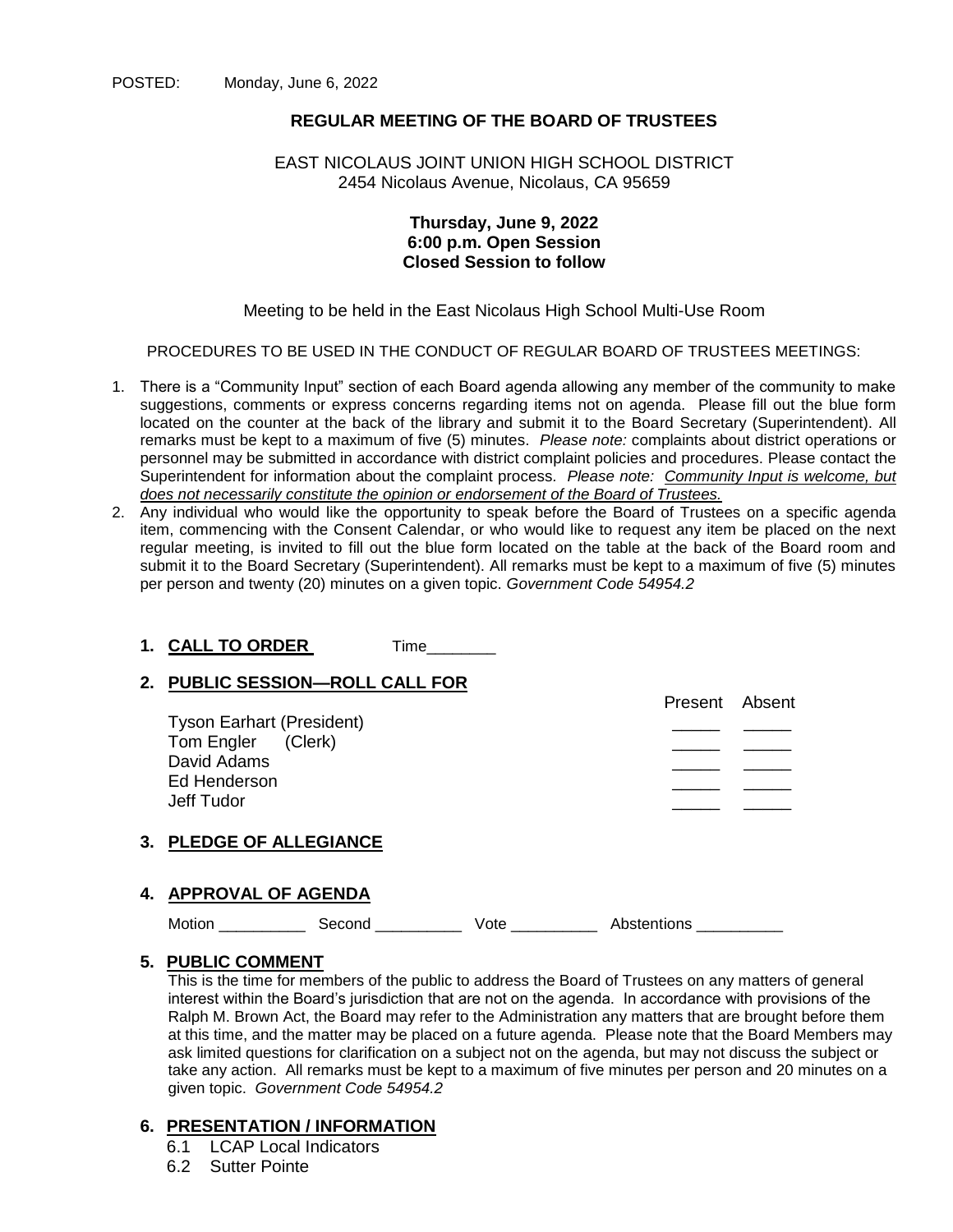POSTED: Monday, June 6, 2022

# REGULAR MEETING OF THE BOARD OF TRUSTEES

EAST NICOLAUS JOINT UNION HIGH SCHOOL DISTRICT
2454 Nicolaus Avenue, Nicolaus, CA 95659

**Thursday, June 9, 2022**
**6:00 p.m. Open Session**
**Closed Session to follow**

Meeting to be held in the East Nicolaus High School Multi-Use Room

PROCEDURES TO BE USED IN THE CONDUCT OF REGULAR BOARD OF TRUSTEES MEETINGS:

1. There is a "Community Input" section of each Board agenda allowing any member of the community to make suggestions, comments or express concerns regarding items not on agenda. Please fill out the blue form located on the counter at the back of the library and submit it to the Board Secretary (Superintendent). All remarks must be kept to a maximum of five (5) minutes. *Please note:* complaints about district operations or personnel may be submitted in accordance with district complaint policies and procedures. Please contact the Superintendent for information about the complaint process. *Please note: Community Input is welcome, but does not necessarily constitute the opinion or endorsement of the Board of Trustees.*
2. Any individual who would like the opportunity to speak before the Board of Trustees on a specific agenda item, commencing with the Consent Calendar, or who would like to request any item be placed on the next regular meeting, is invited to fill out the blue form located on the table at the back of the Board room and submit it to the Board Secretary (Superintendent). All remarks must be kept to a maximum of five (5) minutes per person and twenty (20) minutes on a given topic. *Government Code 54954.2*

## 1. CALL TO ORDER

Time________

## 2. PUBLIC SESSION—ROLL CALL FOR

| | Present | Absent |
|---|---|---|
| Tyson Earhart (President) | _____ | _____ |
| Tom Engler (Clerk) | _____ | _____ |
| David Adams | _____ | _____ |
| Ed Henderson | _____ | _____ |
| Jeff Tudor | _____ | _____ |

## 3. PLEDGE OF ALLEGIANCE

## 4. APPROVAL OF AGENDA

Motion __________ Second __________ Vote __________ Abstentions __________

## 5. PUBLIC COMMENT

This is the time for members of the public to address the Board of Trustees on any matters of general interest within the Board's jurisdiction that are not on the agenda. In accordance with provisions of the Ralph M. Brown Act, the Board may refer to the Administration any matters that are brought before them at this time, and the matter may be placed on a future agenda. Please note that the Board Members may ask limited questions for clarification on a subject not on the agenda, but may not discuss the subject or take any action. All remarks must be kept to a maximum of five minutes per person and 20 minutes on a given topic. *Government Code 54954.2*

## 6. PRESENTATION / INFORMATION

- 6.1 LCAP Local Indicators
- 6.2 Sutter Pointe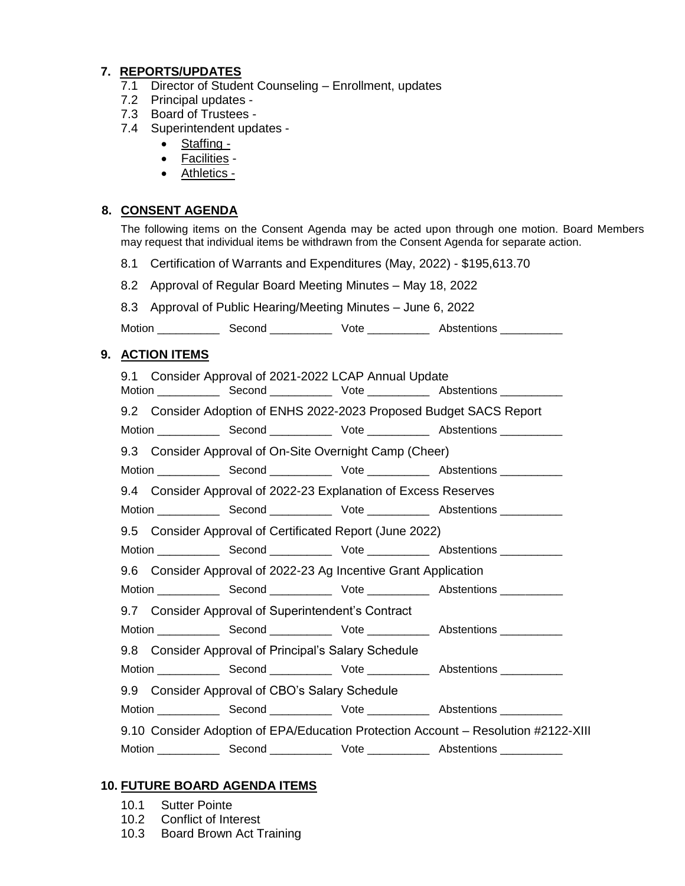## 7. REPORTS/UPDATES

7.1 Director of Student Counseling – Enrollment, updates
7.2 Principal updates -
7.3 Board of Trustees -
7.4 Superintendent updates -

- Staffing -
- Facilities -
- Athletics -

## 8. CONSENT AGENDA

The following items on the Consent Agenda may be acted upon through one motion. Board Members may request that individual items be withdrawn from the Consent Agenda for separate action.

8.1 Certification of Warrants and Expenditures (May, 2022) - $195,613.70

8.2 Approval of Regular Board Meeting Minutes – May 18, 2022

8.3 Approval of Public Hearing/Meeting Minutes – June 6, 2022

Motion __________ Second __________ Vote __________ Abstentions __________

## 9. ACTION ITEMS

9.1 Consider Approval of 2021-2022 LCAP Annual Update
Motion __________ Second __________ Vote __________ Abstentions __________

9.2 Consider Adoption of ENHS 2022-2023 Proposed Budget SACS Report
Motion __________ Second __________ Vote __________ Abstentions __________

9.3 Consider Approval of On-Site Overnight Camp (Cheer)
Motion __________ Second __________ Vote __________ Abstentions __________

9.4 Consider Approval of 2022-23 Explanation of Excess Reserves
Motion __________ Second __________ Vote __________ Abstentions __________

9.5 Consider Approval of Certificated Report (June 2022)
Motion __________ Second __________ Vote __________ Abstentions __________

9.6 Consider Approval of 2022-23 Ag Incentive Grant Application
Motion __________ Second __________ Vote __________ Abstentions __________

9.7 Consider Approval of Superintendent's Contract
Motion __________ Second __________ Vote __________ Abstentions __________

9.8 Consider Approval of Principal's Salary Schedule
Motion __________ Second __________ Vote __________ Abstentions __________

9.9 Consider Approval of CBO's Salary Schedule
Motion __________ Second __________ Vote __________ Abstentions __________

9.10 Consider Adoption of EPA/Education Protection Account – Resolution #2122-XIII
Motion __________ Second __________ Vote __________ Abstentions __________

## 10. FUTURE BOARD AGENDA ITEMS

10.1 Sutter Pointe
10.2 Conflict of Interest
10.3 Board Brown Act Training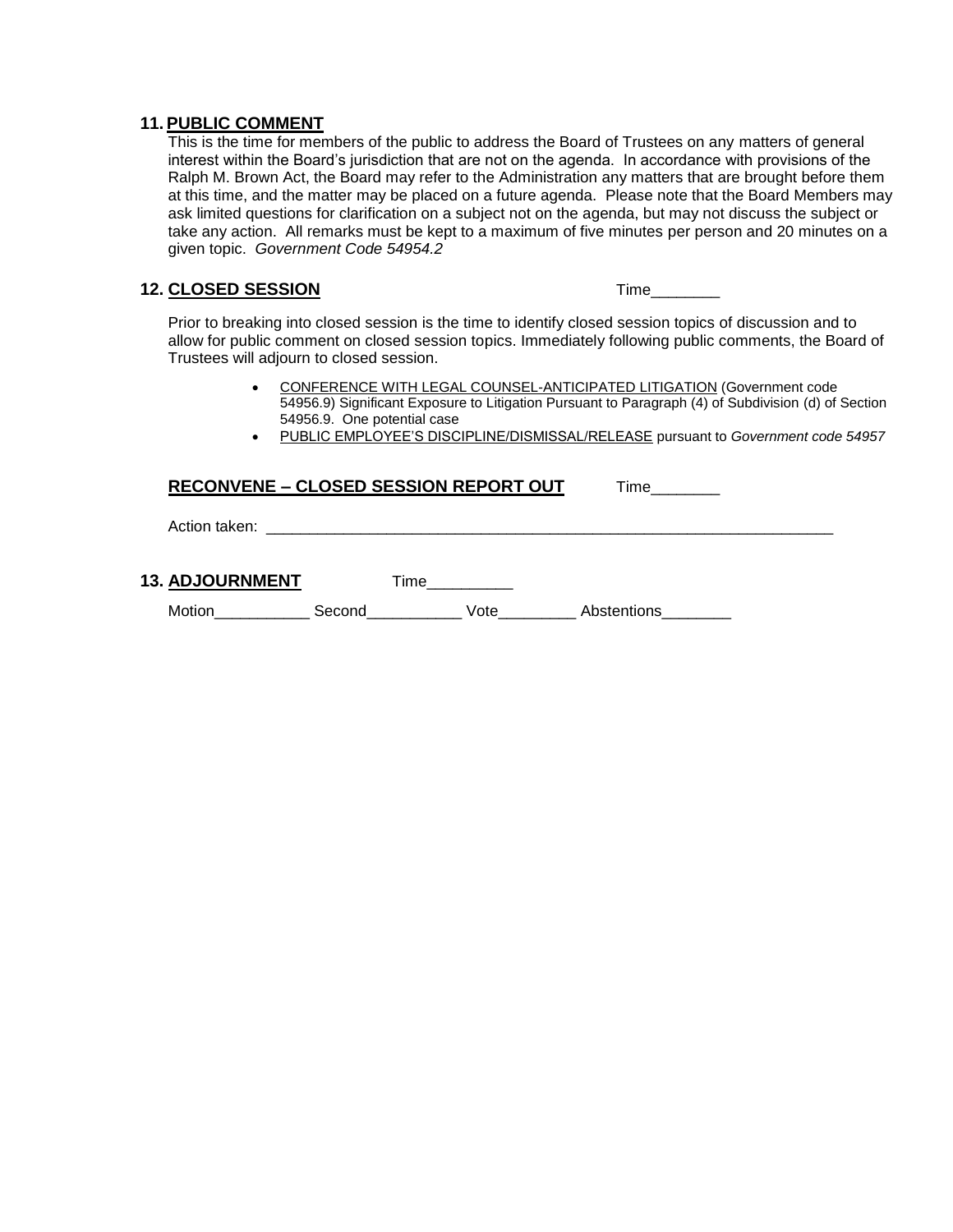## 11. PUBLIC COMMENT

This is the time for members of the public to address the Board of Trustees on any matters of general interest within the Board's jurisdiction that are not on the agenda. In accordance with provisions of the Ralph M. Brown Act, the Board may refer to the Administration any matters that are brought before them at this time, and the matter may be placed on a future agenda. Please note that the Board Members may ask limited questions for clarification on a subject not on the agenda, but may not discuss the subject or take any action. All remarks must be kept to a maximum of five minutes per person and 20 minutes on a given topic. *Government Code 54954.2*

## 12. CLOSED SESSION

Time________

Prior to breaking into closed session is the time to identify closed session topics of discussion and to allow for public comment on closed session topics. Immediately following public comments, the Board of Trustees will adjourn to closed session.

- CONFERENCE WITH LEGAL COUNSEL-ANTICIPATED LITIGATION (Government code 54956.9) Significant Exposure to Litigation Pursuant to Paragraph (4) of Subdivision (d) of Section 54956.9. One potential case
- PUBLIC EMPLOYEE'S DISCIPLINE/DISMISSAL/RELEASE pursuant to *Government code 54957*

**RECONVENE – CLOSED SESSION REPORT OUT** Time________

Action taken: ______________________________________________________________________

## 13. ADJOURNMENT

Time__________

Motion___________ Second___________ Vote_________ Abstentions________